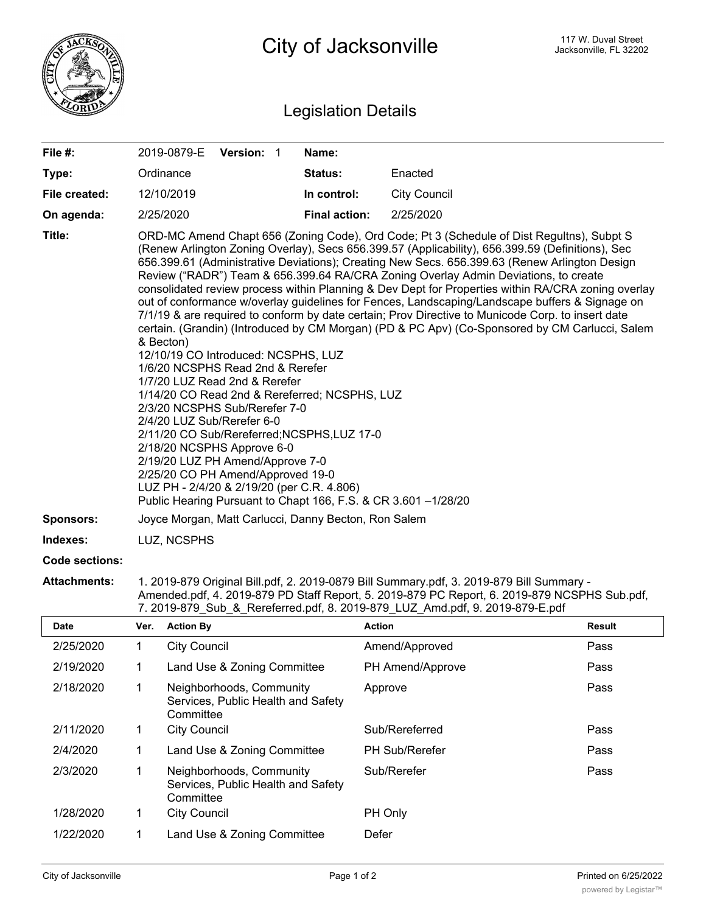# City of Jacksonville

117 W. Duval Street
Jacksonville, FL 32202

## Legislation Details

| | | | |
|---|---|---|---|
| **File #:** | 2019-0879-E **Version:** 1 | **Name:** | |
| **Type:** | Ordinance | **Status:** | Enacted |
| **File created:** | 12/10/2019 | **In control:** | City Council |
| **On agenda:** | 2/25/2020 | **Final action:** | 2/25/2020 |

**Title:** ORD-MC Amend Chapt 656 (Zoning Code), Ord Code; Pt 3 (Schedule of Dist Regultns), Subpt S (Renew Arlington Zoning Overlay), Secs 656.399.57 (Applicability), 656.399.59 (Definitions), Sec 656.399.61 (Administrative Deviations); Creating New Secs. 656.399.63 (Renew Arlington Design Review ("RADR") Team & 656.399.64 RA/CRA Zoning Overlay Admin Deviations, to create consolidated review process within Planning & Dev Dept for Properties within RA/CRA zoning overlay out of conformance w/overlay guidelines for Fences, Landscaping/Landscape buffers & Signage on 7/1/19 & are required to conform by date certain; Prov Directive to Municode Corp. to insert date certain. (Grandin) (Introduced by CM Morgan) (PD & PC Apv) (Co-Sponsored by CM Carlucci, Salem & Becton)
12/10/19 CO Introduced: NCSPHS, LUZ
1/6/20 NCSPHS Read 2nd & Rerefer
1/7/20 LUZ Read 2nd & Rerefer
1/14/20 CO Read 2nd & Rereferred; NCSPHS, LUZ
2/3/20 NCSPHS Sub/Rerefer 7-0
2/4/20 LUZ Sub/Rerefer 6-0
2/11/20 CO Sub/Rereferred;NCSPHS,LUZ 17-0
2/18/20 NCSPHS Approve 6-0
2/19/20 LUZ PH Amend/Approve 7-0
2/25/20 CO PH Amend/Approved 19-0
LUZ PH - 2/4/20 & 2/19/20 (per C.R. 4.806)
Public Hearing Pursuant to Chapt 166, F.S. & CR 3.601 –1/28/20

**Sponsors:** Joyce Morgan, Matt Carlucci, Danny Becton, Ron Salem

**Indexes:** LUZ, NCSPHS

**Code sections:**

**Attachments:** 1. 2019-879 Original Bill.pdf, 2. 2019-0879 Bill Summary.pdf, 3. 2019-879 Bill Summary - Amended.pdf, 4. 2019-879 PD Staff Report, 5. 2019-879 PC Report, 6. 2019-879 NCSPHS Sub.pdf, 7. 2019-879_Sub_&_Rereferred.pdf, 8. 2019-879_LUZ_Amd.pdf, 9. 2019-879-E.pdf

| Date | Ver. | Action By | Action | Result |
|---|---|---|---|---|
| 2/25/2020 | 1 | City Council | Amend/Approved | Pass |
| 2/19/2020 | 1 | Land Use & Zoning Committee | PH Amend/Approve | Pass |
| 2/18/2020 | 1 | Neighborhoods, Community Services, Public Health and Safety Committee | Approve | Pass |
| 2/11/2020 | 1 | City Council | Sub/Rereferred | Pass |
| 2/4/2020 | 1 | Land Use & Zoning Committee | PH Sub/Rerefer | Pass |
| 2/3/2020 | 1 | Neighborhoods, Community Services, Public Health and Safety Committee | Sub/Rerefer | Pass |
| 1/28/2020 | 1 | City Council | PH Only | |
| 1/22/2020 | 1 | Land Use & Zoning Committee | Defer | |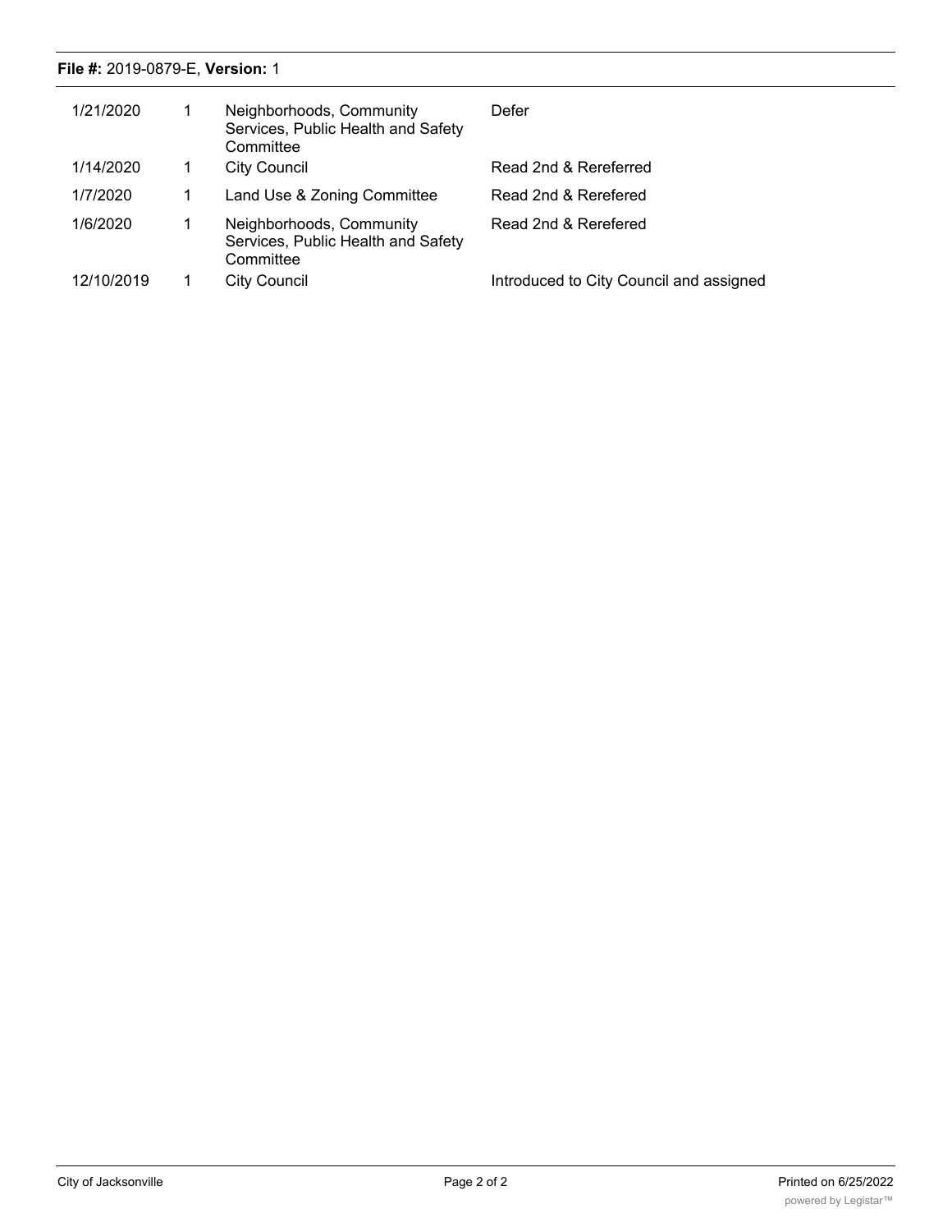**File #:** 2019-0879-E, **Version:** 1

| | | | |
|---|---|---|---|
| 1/21/2020 | 1 | Neighborhoods, Community Services, Public Health and Safety Committee | Defer |
| 1/14/2020 | 1 | City Council | Read 2nd & Rereferred |
| 1/7/2020 | 1 | Land Use & Zoning Committee | Read 2nd & Rerefered |
| 1/6/2020 | 1 | Neighborhoods, Community Services, Public Health and Safety Committee | Read 2nd & Rerefered |
| 12/10/2019 | 1 | City Council | Introduced to City Council and assigned |